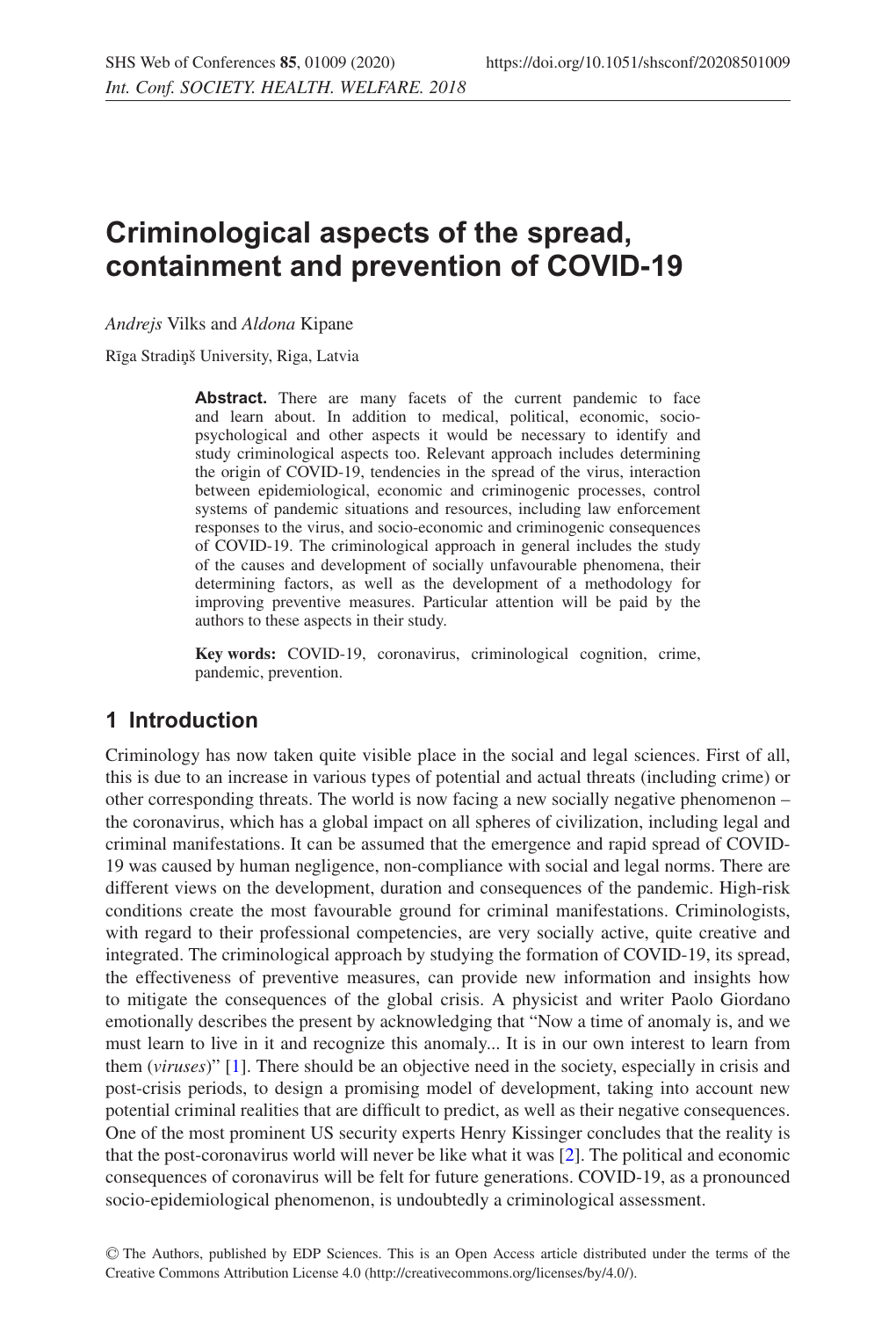# Criminological aspects of the spread, containment and prevention of COVID-19

*Andrejs* Vilks and *Aldona* Kipane

Rīga Stradiņš University, Riga, Latvia

**Abstract.** There are many facets of the current pandemic to face and learn about. In addition to medical, political, economic, socio-psychological and other aspects it would be necessary to identify and study criminological aspects too. Relevant approach includes determining the origin of COVID-19, tendencies in the spread of the virus, interaction between epidemiological, economic and criminogenic processes, control systems of pandemic situations and resources, including law enforcement responses to the virus, and socio-economic and criminogenic consequences of COVID-19. The criminological approach in general includes the study of the causes and development of socially unfavourable phenomena, their determining factors, as well as the development of a methodology for improving preventive measures. Particular attention will be paid by the authors to these aspects in their study.

**Key words:** COVID-19, coronavirus, criminological cognition, crime, pandemic, prevention.

## 1 Introduction

Criminology has now taken quite visible place in the social and legal sciences. First of all, this is due to an increase in various types of potential and actual threats (including crime) or other corresponding threats. The world is now facing a new socially negative phenomenon – the coronavirus, which has a global impact on all spheres of civilization, including legal and criminal manifestations. It can be assumed that the emergence and rapid spread of COVID-19 was caused by human negligence, non-compliance with social and legal norms. There are different views on the development, duration and consequences of the pandemic. High-risk conditions create the most favourable ground for criminal manifestations. Criminologists, with regard to their professional competencies, are very socially active, quite creative and integrated. The criminological approach by studying the formation of COVID-19, its spread, the effectiveness of preventive measures, can provide new information and insights how to mitigate the consequences of the global crisis. A physicist and writer Paolo Giordano emotionally describes the present by acknowledging that "Now a time of anomaly is, and we must learn to live in it and recognize this anomaly... It is in our own interest to learn from them (*viruses*)" [1]. There should be an objective need in the society, especially in crisis and post-crisis periods, to design a promising model of development, taking into account new potential criminal realities that are difficult to predict, as well as their negative consequences. One of the most prominent US security experts Henry Kissinger concludes that the reality is that the post-coronavirus world will never be like what it was [2]. The political and economic consequences of coronavirus will be felt for future generations. COVID-19, as a pronounced socio-epidemiological phenomenon, is undoubtedly a criminological assessment.

© The Authors, published by EDP Sciences. This is an Open Access article distributed under the terms of the Creative Commons Attribution License 4.0 (http://creativecommons.org/licenses/by/4.0/).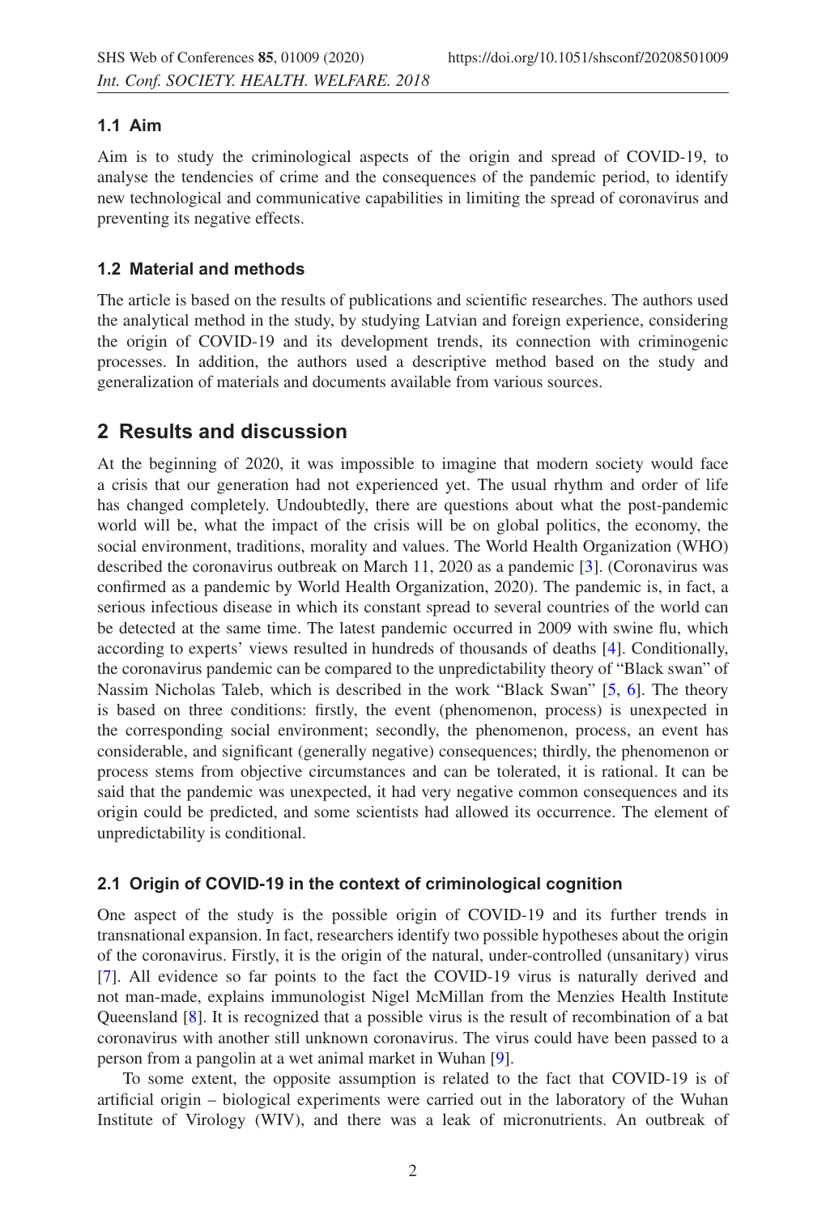### 1.1 Aim

Aim is to study the criminological aspects of the origin and spread of COVID-19, to analyse the tendencies of crime and the consequences of the pandemic period, to identify new technological and communicative capabilities in limiting the spread of coronavirus and preventing its negative effects.

### 1.2 Material and methods

The article is based on the results of publications and scientific researches. The authors used the analytical method in the study, by studying Latvian and foreign experience, considering the origin of COVID-19 and its development trends, its connection with criminogenic processes. In addition, the authors used a descriptive method based on the study and generalization of materials and documents available from various sources.

## 2 Results and discussion

At the beginning of 2020, it was impossible to imagine that modern society would face a crisis that our generation had not experienced yet. The usual rhythm and order of life has changed completely. Undoubtedly, there are questions about what the post-pandemic world will be, what the impact of the crisis will be on global politics, the economy, the social environment, traditions, morality and values. The World Health Organization (WHO) described the coronavirus outbreak on March 11, 2020 as a pandemic [3]. (Coronavirus was confirmed as a pandemic by World Health Organization, 2020). The pandemic is, in fact, a serious infectious disease in which its constant spread to several countries of the world can be detected at the same time. The latest pandemic occurred in 2009 with swine flu, which according to experts' views resulted in hundreds of thousands of deaths [4]. Conditionally, the coronavirus pandemic can be compared to the unpredictability theory of "Black swan" of Nassim Nicholas Taleb, which is described in the work "Black Swan" [5, 6]. The theory is based on three conditions: firstly, the event (phenomenon, process) is unexpected in the corresponding social environment; secondly, the phenomenon, process, an event has considerable, and significant (generally negative) consequences; thirdly, the phenomenon or process stems from objective circumstances and can be tolerated, it is rational. It can be said that the pandemic was unexpected, it had very negative common consequences and its origin could be predicted, and some scientists had allowed its occurrence. The element of unpredictability is conditional.

### 2.1 Origin of COVID-19 in the context of criminological cognition

One aspect of the study is the possible origin of COVID-19 and its further trends in transnational expansion. In fact, researchers identify two possible hypotheses about the origin of the coronavirus. Firstly, it is the origin of the natural, under-controlled (unsanitary) virus [7]. All evidence so far points to the fact the COVID-19 virus is naturally derived and not man-made, explains immunologist Nigel McMillan from the Menzies Health Institute Queensland [8]. It is recognized that a possible virus is the result of recombination of a bat coronavirus with another still unknown coronavirus. The virus could have been passed to a person from a pangolin at a wet animal market in Wuhan [9].

To some extent, the opposite assumption is related to the fact that COVID-19 is of artificial origin – biological experiments were carried out in the laboratory of the Wuhan Institute of Virology (WIV), and there was a leak of micronutrients. An outbreak of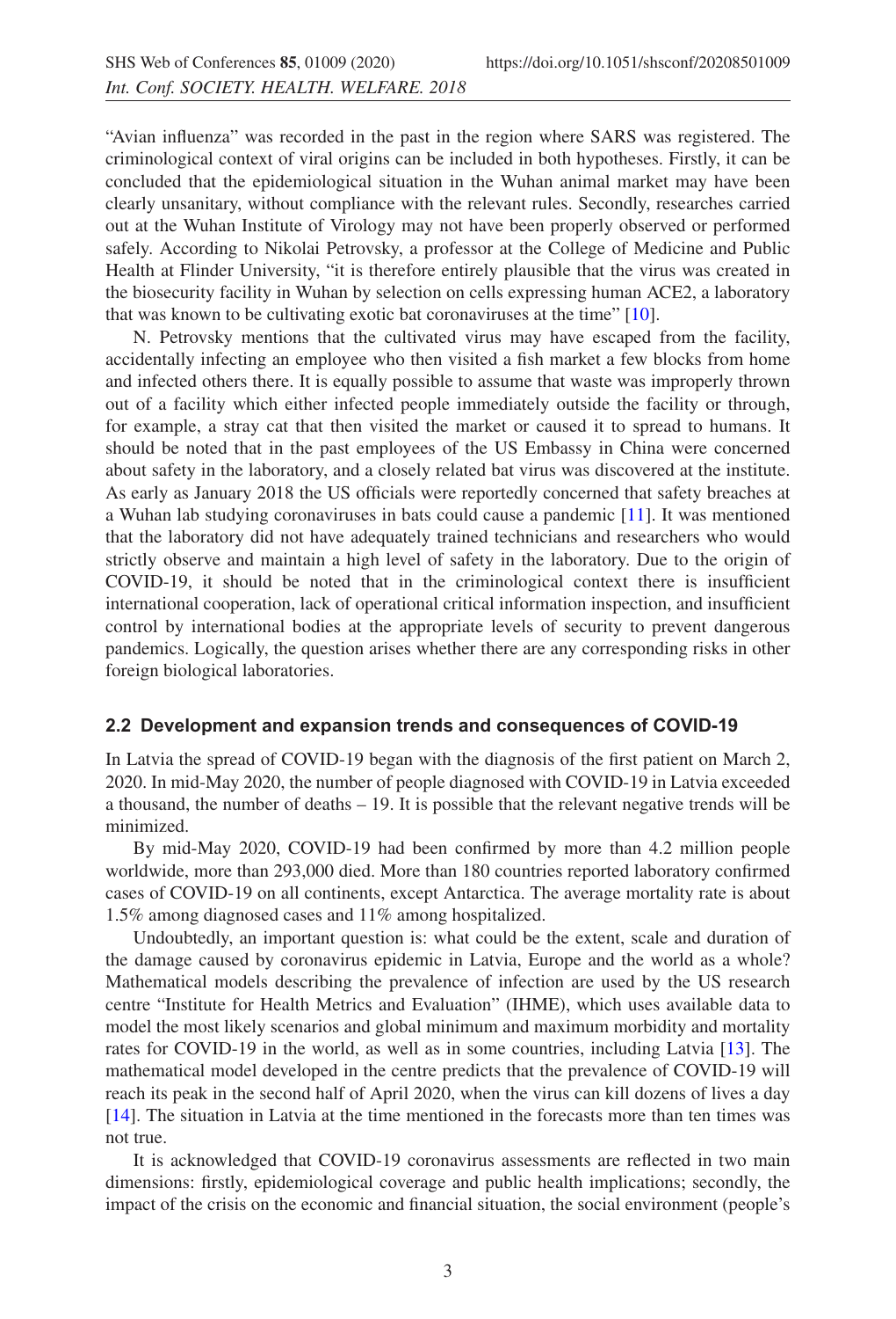"Avian influenza" was recorded in the past in the region where SARS was registered. The criminological context of viral origins can be included in both hypotheses. Firstly, it can be concluded that the epidemiological situation in the Wuhan animal market may have been clearly unsanitary, without compliance with the relevant rules. Secondly, researches carried out at the Wuhan Institute of Virology may not have been properly observed or performed safely. According to Nikolai Petrovsky, a professor at the College of Medicine and Public Health at Flinder University, "it is therefore entirely plausible that the virus was created in the biosecurity facility in Wuhan by selection on cells expressing human ACE2, a laboratory that was known to be cultivating exotic bat coronaviruses at the time" [10].

N. Petrovsky mentions that the cultivated virus may have escaped from the facility, accidentally infecting an employee who then visited a fish market a few blocks from home and infected others there. It is equally possible to assume that waste was improperly thrown out of a facility which either infected people immediately outside the facility or through, for example, a stray cat that then visited the market or caused it to spread to humans. It should be noted that in the past employees of the US Embassy in China were concerned about safety in the laboratory, and a closely related bat virus was discovered at the institute. As early as January 2018 the US officials were reportedly concerned that safety breaches at a Wuhan lab studying coronaviruses in bats could cause a pandemic [11]. It was mentioned that the laboratory did not have adequately trained technicians and researchers who would strictly observe and maintain a high level of safety in the laboratory. Due to the origin of COVID-19, it should be noted that in the criminological context there is insufficient international cooperation, lack of operational critical information inspection, and insufficient control by international bodies at the appropriate levels of security to prevent dangerous pandemics. Logically, the question arises whether there are any corresponding risks in other foreign biological laboratories.

### 2.2 Development and expansion trends and consequences of COVID-19

In Latvia the spread of COVID-19 began with the diagnosis of the first patient on March 2, 2020. In mid-May 2020, the number of people diagnosed with COVID-19 in Latvia exceeded a thousand, the number of deaths – 19. It is possible that the relevant negative trends will be minimized.

By mid-May 2020, COVID-19 had been confirmed by more than 4.2 million people worldwide, more than 293,000 died. More than 180 countries reported laboratory confirmed cases of COVID-19 on all continents, except Antarctica. The average mortality rate is about 1.5% among diagnosed cases and 11% among hospitalized.

Undoubtedly, an important question is: what could be the extent, scale and duration of the damage caused by coronavirus epidemic in Latvia, Europe and the world as a whole? Mathematical models describing the prevalence of infection are used by the US research centre "Institute for Health Metrics and Evaluation" (IHME), which uses available data to model the most likely scenarios and global minimum and maximum morbidity and mortality rates for COVID-19 in the world, as well as in some countries, including Latvia [13]. The mathematical model developed in the centre predicts that the prevalence of COVID-19 will reach its peak in the second half of April 2020, when the virus can kill dozens of lives a day [14]. The situation in Latvia at the time mentioned in the forecasts more than ten times was not true.

It is acknowledged that COVID-19 coronavirus assessments are reflected in two main dimensions: firstly, epidemiological coverage and public health implications; secondly, the impact of the crisis on the economic and financial situation, the social environment (people's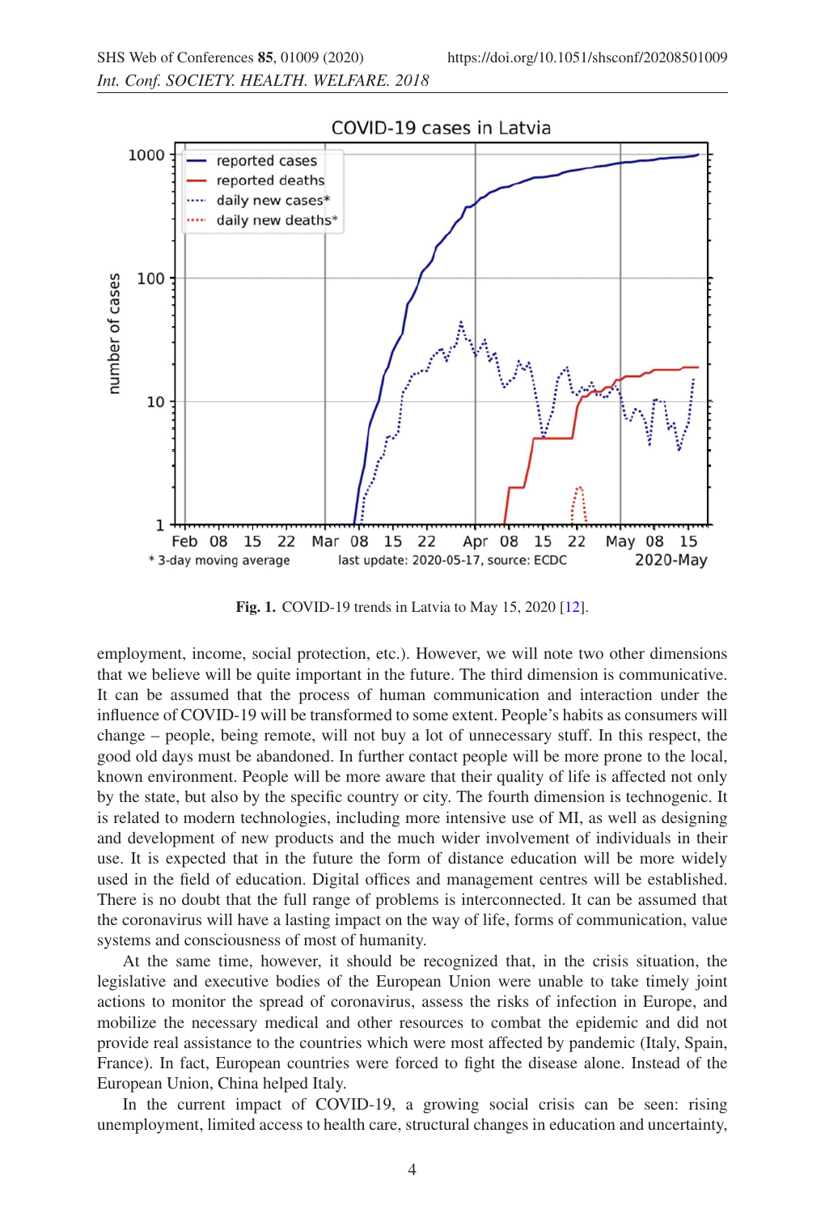Fig. 1. COVID-19 trends in Latvia to May 15, 2020 [12].

employment, income, social protection, etc.). However, we will note two other dimensions that we believe will be quite important in the future. The third dimension is communicative. It can be assumed that the process of human communication and interaction under the influence of COVID-19 will be transformed to some extent. People's habits as consumers will change – people, being remote, will not buy a lot of unnecessary stuff. In this respect, the good old days must be abandoned. In further contact people will be more prone to the local, known environment. People will be more aware that their quality of life is affected not only by the state, but also by the specific country or city. The fourth dimension is technogenic. It is related to modern technologies, including more intensive use of MI, as well as designing and development of new products and the much wider involvement of individuals in their use. It is expected that in the future the form of distance education will be more widely used in the field of education. Digital offices and management centres will be established. There is no doubt that the full range of problems is interconnected. It can be assumed that the coronavirus will have a lasting impact on the way of life, forms of communication, value systems and consciousness of most of humanity.

At the same time, however, it should be recognized that, in the crisis situation, the legislative and executive bodies of the European Union were unable to take timely joint actions to monitor the spread of coronavirus, assess the risks of infection in Europe, and mobilize the necessary medical and other resources to combat the epidemic and did not provide real assistance to the countries which were most affected by pandemic (Italy, Spain, France). In fact, European countries were forced to fight the disease alone. Instead of the European Union, China helped Italy.

In the current impact of COVID-19, a growing social crisis can be seen: rising unemployment, limited access to health care, structural changes in education and uncertainty,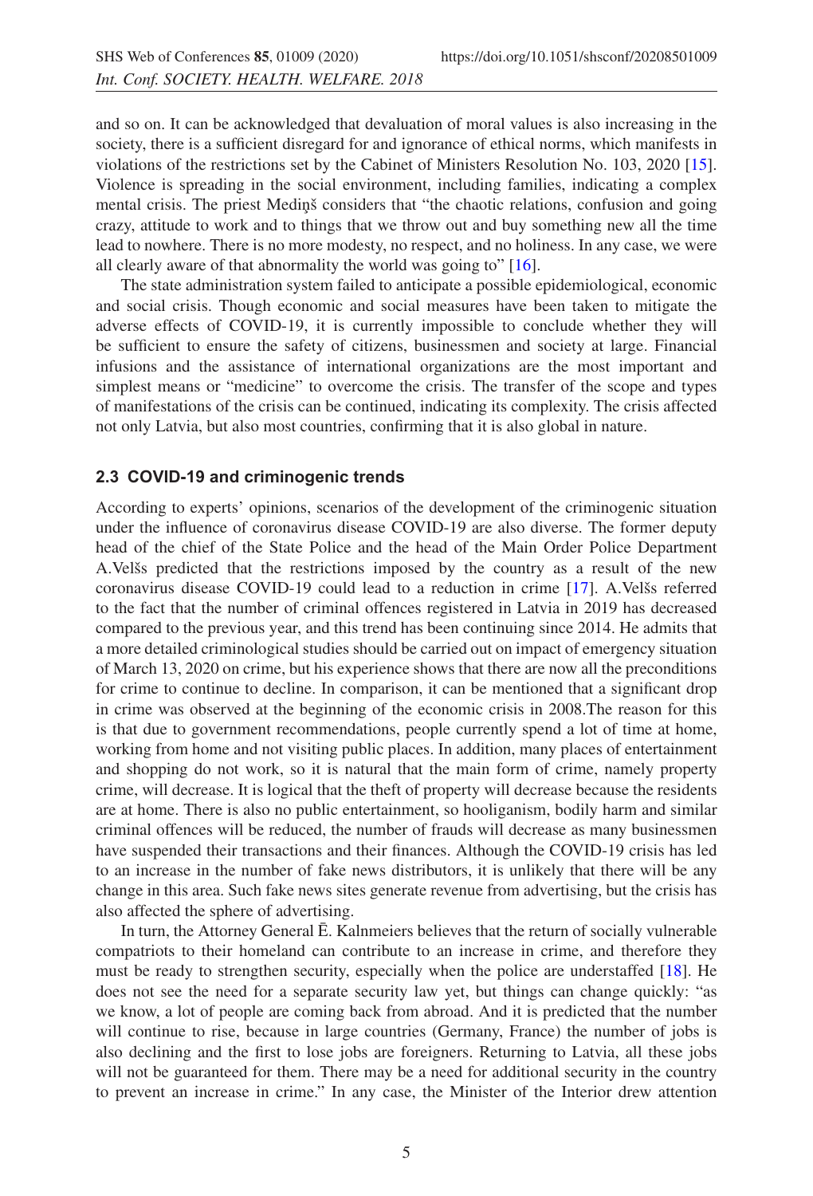and so on. It can be acknowledged that devaluation of moral values is also increasing in the society, there is a sufficient disregard for and ignorance of ethical norms, which manifests in violations of the restrictions set by the Cabinet of Ministers Resolution No. 103, 2020 [15]. Violence is spreading in the social environment, including families, indicating a complex mental crisis. The priest Mediņš considers that "the chaotic relations, confusion and going crazy, attitude to work and to things that we throw out and buy something new all the time lead to nowhere. There is no more modesty, no respect, and no holiness. In any case, we were all clearly aware of that abnormality the world was going to" [16].

The state administration system failed to anticipate a possible epidemiological, economic and social crisis. Though economic and social measures have been taken to mitigate the adverse effects of COVID-19, it is currently impossible to conclude whether they will be sufficient to ensure the safety of citizens, businessmen and society at large. Financial infusions and the assistance of international organizations are the most important and simplest means or "medicine" to overcome the crisis. The transfer of the scope and types of manifestations of the crisis can be continued, indicating its complexity. The crisis affected not only Latvia, but also most countries, confirming that it is also global in nature.

### 2.3 COVID-19 and criminogenic trends

According to experts' opinions, scenarios of the development of the criminogenic situation under the influence of coronavirus disease COVID-19 are also diverse. The former deputy head of the chief of the State Police and the head of the Main Order Police Department A.Velšs predicted that the restrictions imposed by the country as a result of the new coronavirus disease COVID-19 could lead to a reduction in crime [17]. A.Velšs referred to the fact that the number of criminal offences registered in Latvia in 2019 has decreased compared to the previous year, and this trend has been continuing since 2014. He admits that a more detailed criminological studies should be carried out on impact of emergency situation of March 13, 2020 on crime, but his experience shows that there are now all the preconditions for crime to continue to decline. In comparison, it can be mentioned that a significant drop in crime was observed at the beginning of the economic crisis in 2008.The reason for this is that due to government recommendations, people currently spend a lot of time at home, working from home and not visiting public places. In addition, many places of entertainment and shopping do not work, so it is natural that the main form of crime, namely property crime, will decrease. It is logical that the theft of property will decrease because the residents are at home. There is also no public entertainment, so hooliganism, bodily harm and similar criminal offences will be reduced, the number of frauds will decrease as many businessmen have suspended their transactions and their finances. Although the COVID-19 crisis has led to an increase in the number of fake news distributors, it is unlikely that there will be any change in this area. Such fake news sites generate revenue from advertising, but the crisis has also affected the sphere of advertising.

In turn, the Attorney General Ē. Kalnmeiers believes that the return of socially vulnerable compatriots to their homeland can contribute to an increase in crime, and therefore they must be ready to strengthen security, especially when the police are understaffed [18]. He does not see the need for a separate security law yet, but things can change quickly: "as we know, a lot of people are coming back from abroad. And it is predicted that the number will continue to rise, because in large countries (Germany, France) the number of jobs is also declining and the first to lose jobs are foreigners. Returning to Latvia, all these jobs will not be guaranteed for them. There may be a need for additional security in the country to prevent an increase in crime." In any case, the Minister of the Interior drew attention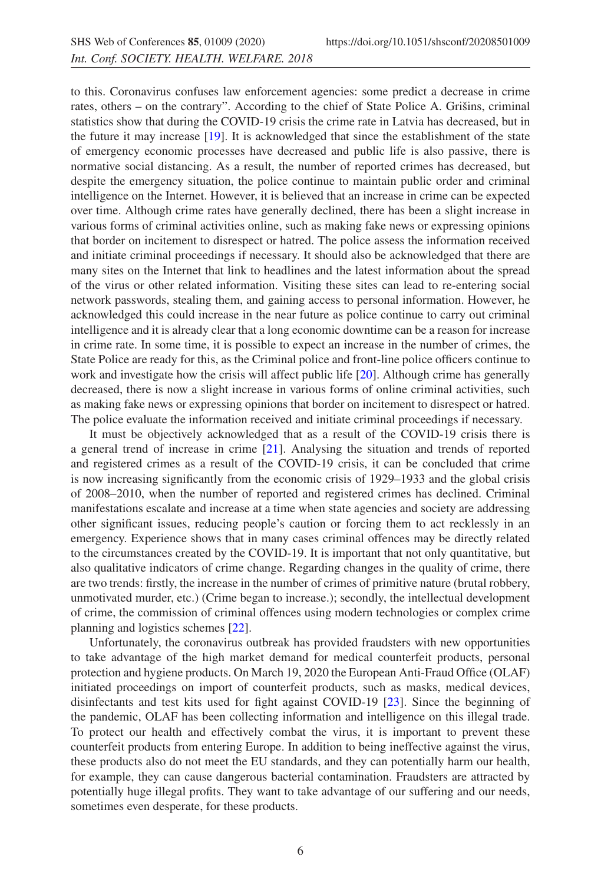to this. Coronavirus confuses law enforcement agencies: some predict a decrease in crime rates, others – on the contrary". According to the chief of State Police A. Grišins, criminal statistics show that during the COVID-19 crisis the crime rate in Latvia has decreased, but in the future it may increase [19]. It is acknowledged that since the establishment of the state of emergency economic processes have decreased and public life is also passive, there is normative social distancing. As a result, the number of reported crimes has decreased, but despite the emergency situation, the police continue to maintain public order and criminal intelligence on the Internet. However, it is believed that an increase in crime can be expected over time. Although crime rates have generally declined, there has been a slight increase in various forms of criminal activities online, such as making fake news or expressing opinions that border on incitement to disrespect or hatred. The police assess the information received and initiate criminal proceedings if necessary. It should also be acknowledged that there are many sites on the Internet that link to headlines and the latest information about the spread of the virus or other related information. Visiting these sites can lead to re-entering social network passwords, stealing them, and gaining access to personal information. However, he acknowledged this could increase in the near future as police continue to carry out criminal intelligence and it is already clear that a long economic downtime can be a reason for increase in crime rate. In some time, it is possible to expect an increase in the number of crimes, the State Police are ready for this, as the Criminal police and front-line police officers continue to work and investigate how the crisis will affect public life [20]. Although crime has generally decreased, there is now a slight increase in various forms of online criminal activities, such as making fake news or expressing opinions that border on incitement to disrespect or hatred. The police evaluate the information received and initiate criminal proceedings if necessary.

It must be objectively acknowledged that as a result of the COVID-19 crisis there is a general trend of increase in crime [21]. Analysing the situation and trends of reported and registered crimes as a result of the COVID-19 crisis, it can be concluded that crime is now increasing significantly from the economic crisis of 1929–1933 and the global crisis of 2008–2010, when the number of reported and registered crimes has declined. Criminal manifestations escalate and increase at a time when state agencies and society are addressing other significant issues, reducing people's caution or forcing them to act recklessly in an emergency. Experience shows that in many cases criminal offences may be directly related to the circumstances created by the COVID-19. It is important that not only quantitative, but also qualitative indicators of crime change. Regarding changes in the quality of crime, there are two trends: firstly, the increase in the number of crimes of primitive nature (brutal robbery, unmotivated murder, etc.) (Crime began to increase.); secondly, the intellectual development of crime, the commission of criminal offences using modern technologies or complex crime planning and logistics schemes [22].

Unfortunately, the coronavirus outbreak has provided fraudsters with new opportunities to take advantage of the high market demand for medical counterfeit products, personal protection and hygiene products. On March 19, 2020 the European Anti-Fraud Office (OLAF) initiated proceedings on import of counterfeit products, such as masks, medical devices, disinfectants and test kits used for fight against COVID-19 [23]. Since the beginning of the pandemic, OLAF has been collecting information and intelligence on this illegal trade. To protect our health and effectively combat the virus, it is important to prevent these counterfeit products from entering Europe. In addition to being ineffective against the virus, these products also do not meet the EU standards, and they can potentially harm our health, for example, they can cause dangerous bacterial contamination. Fraudsters are attracted by potentially huge illegal profits. They want to take advantage of our suffering and our needs, sometimes even desperate, for these products.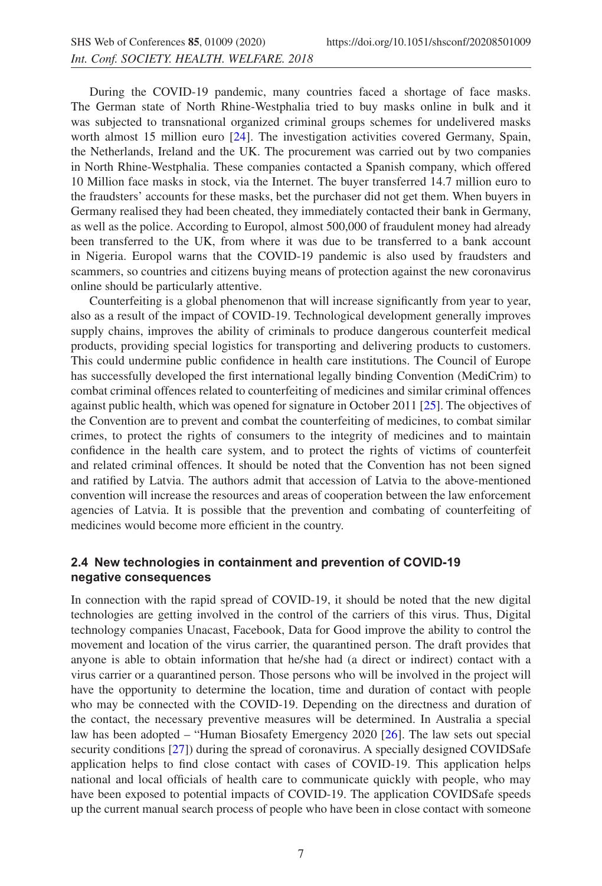During the COVID-19 pandemic, many countries faced a shortage of face masks. The German state of North Rhine-Westphalia tried to buy masks online in bulk and it was subjected to transnational organized criminal groups schemes for undelivered masks worth almost 15 million euro [24]. The investigation activities covered Germany, Spain, the Netherlands, Ireland and the UK. The procurement was carried out by two companies in North Rhine-Westphalia. These companies contacted a Spanish company, which offered 10 Million face masks in stock, via the Internet. The buyer transferred 14.7 million euro to the fraudsters' accounts for these masks, bet the purchaser did not get them. When buyers in Germany realised they had been cheated, they immediately contacted their bank in Germany, as well as the police. According to Europol, almost 500,000 of fraudulent money had already been transferred to the UK, from where it was due to be transferred to a bank account in Nigeria. Europol warns that the COVID-19 pandemic is also used by fraudsters and scammers, so countries and citizens buying means of protection against the new coronavirus online should be particularly attentive.

Counterfeiting is a global phenomenon that will increase significantly from year to year, also as a result of the impact of COVID-19. Technological development generally improves supply chains, improves the ability of criminals to produce dangerous counterfeit medical products, providing special logistics for transporting and delivering products to customers. This could undermine public confidence in health care institutions. The Council of Europe has successfully developed the first international legally binding Convention (MediCrim) to combat criminal offences related to counterfeiting of medicines and similar criminal offences against public health, which was opened for signature in October 2011 [25]. The objectives of the Convention are to prevent and combat the counterfeiting of medicines, to combat similar crimes, to protect the rights of consumers to the integrity of medicines and to maintain confidence in the health care system, and to protect the rights of victims of counterfeit and related criminal offences. It should be noted that the Convention has not been signed and ratified by Latvia. The authors admit that accession of Latvia to the above-mentioned convention will increase the resources and areas of cooperation between the law enforcement agencies of Latvia. It is possible that the prevention and combating of counterfeiting of medicines would become more efficient in the country.

### 2.4 New technologies in containment and prevention of COVID-19 negative consequences

In connection with the rapid spread of COVID-19, it should be noted that the new digital technologies are getting involved in the control of the carriers of this virus. Thus, Digital technology companies Unacast, Facebook, Data for Good improve the ability to control the movement and location of the virus carrier, the quarantined person. The draft provides that anyone is able to obtain information that he/she had (a direct or indirect) contact with a virus carrier or a quarantined person. Those persons who will be involved in the project will have the opportunity to determine the location, time and duration of contact with people who may be connected with the COVID-19. Depending on the directness and duration of the contact, the necessary preventive measures will be determined. In Australia a special law has been adopted – "Human Biosafety Emergency 2020 [26]. The law sets out special security conditions [27]) during the spread of coronavirus. A specially designed COVIDSafe application helps to find close contact with cases of COVID-19. This application helps national and local officials of health care to communicate quickly with people, who may have been exposed to potential impacts of COVID-19. The application COVIDSafe speeds up the current manual search process of people who have been in close contact with someone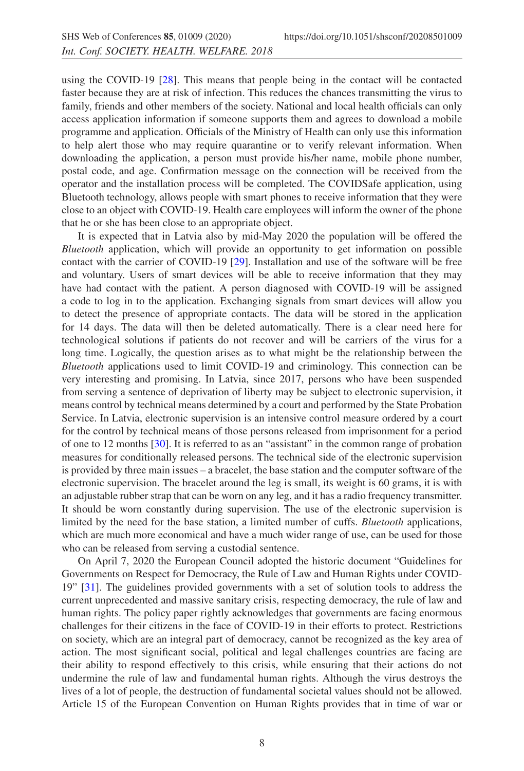using the COVID-19 [28]. This means that people being in the contact will be contacted faster because they are at risk of infection. This reduces the chances transmitting the virus to family, friends and other members of the society. National and local health officials can only access application information if someone supports them and agrees to download a mobile programme and application. Officials of the Ministry of Health can only use this information to help alert those who may require quarantine or to verify relevant information. When downloading the application, a person must provide his/her name, mobile phone number, postal code, and age. Confirmation message on the connection will be received from the operator and the installation process will be completed. The COVIDSafe application, using Bluetooth technology, allows people with smart phones to receive information that they were close to an object with COVID-19. Health care employees will inform the owner of the phone that he or she has been close to an appropriate object.

It is expected that in Latvia also by mid-May 2020 the population will be offered the *Bluetooth* application, which will provide an opportunity to get information on possible contact with the carrier of COVID-19 [29]. Installation and use of the software will be free and voluntary. Users of smart devices will be able to receive information that they may have had contact with the patient. A person diagnosed with COVID-19 will be assigned a code to log in to the application. Exchanging signals from smart devices will allow you to detect the presence of appropriate contacts. The data will be stored in the application for 14 days. The data will then be deleted automatically. There is a clear need here for technological solutions if patients do not recover and will be carriers of the virus for a long time. Logically, the question arises as to what might be the relationship between the *Bluetooth* applications used to limit COVID-19 and criminology. This connection can be very interesting and promising. In Latvia, since 2017, persons who have been suspended from serving a sentence of deprivation of liberty may be subject to electronic supervision, it means control by technical means determined by a court and performed by the State Probation Service. In Latvia, electronic supervision is an intensive control measure ordered by a court for the control by technical means of those persons released from imprisonment for a period of one to 12 months [30]. It is referred to as an "assistant" in the common range of probation measures for conditionally released persons. The technical side of the electronic supervision is provided by three main issues – a bracelet, the base station and the computer software of the electronic supervision. The bracelet around the leg is small, its weight is 60 grams, it is with an adjustable rubber strap that can be worn on any leg, and it has a radio frequency transmitter. It should be worn constantly during supervision. The use of the electronic supervision is limited by the need for the base station, a limited number of cuffs. *Bluetooth* applications, which are much more economical and have a much wider range of use, can be used for those who can be released from serving a custodial sentence.

On April 7, 2020 the European Council adopted the historic document "Guidelines for Governments on Respect for Democracy, the Rule of Law and Human Rights under COVID-19" [31]. The guidelines provided governments with a set of solution tools to address the current unprecedented and massive sanitary crisis, respecting democracy, the rule of law and human rights. The policy paper rightly acknowledges that governments are facing enormous challenges for their citizens in the face of COVID-19 in their efforts to protect. Restrictions on society, which are an integral part of democracy, cannot be recognized as the key area of action. The most significant social, political and legal challenges countries are facing are their ability to respond effectively to this crisis, while ensuring that their actions do not undermine the rule of law and fundamental human rights. Although the virus destroys the lives of a lot of people, the destruction of fundamental societal values should not be allowed. Article 15 of the European Convention on Human Rights provides that in time of war or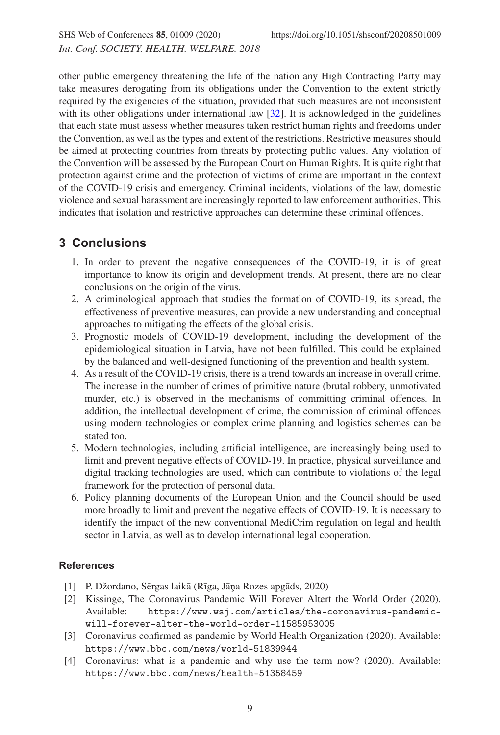other public emergency threatening the life of the nation any High Contracting Party may take measures derogating from its obligations under the Convention to the extent strictly required by the exigencies of the situation, provided that such measures are not inconsistent with its other obligations under international law [32]. It is acknowledged in the guidelines that each state must assess whether measures taken restrict human rights and freedoms under the Convention, as well as the types and extent of the restrictions. Restrictive measures should be aimed at protecting countries from threats by protecting public values. Any violation of the Convention will be assessed by the European Court on Human Rights. It is quite right that protection against crime and the protection of victims of crime are important in the context of the COVID-19 crisis and emergency. Criminal incidents, violations of the law, domestic violence and sexual harassment are increasingly reported to law enforcement authorities. This indicates that isolation and restrictive approaches can determine these criminal offences.

## 3 Conclusions

1. In order to prevent the negative consequences of the COVID-19, it is of great importance to know its origin and development trends. At present, there are no clear conclusions on the origin of the virus.
2. A criminological approach that studies the formation of COVID-19, its spread, the effectiveness of preventive measures, can provide a new understanding and conceptual approaches to mitigating the effects of the global crisis.
3. Prognostic models of COVID-19 development, including the development of the epidemiological situation in Latvia, have not been fulfilled. This could be explained by the balanced and well-designed functioning of the prevention and health system.
4. As a result of the COVID-19 crisis, there is a trend towards an increase in overall crime. The increase in the number of crimes of primitive nature (brutal robbery, unmotivated murder, etc.) is observed in the mechanisms of committing criminal offences. In addition, the intellectual development of crime, the commission of criminal offences using modern technologies or complex crime planning and logistics schemes can be stated too.
5. Modern technologies, including artificial intelligence, are increasingly being used to limit and prevent negative effects of COVID-19. In practice, physical surveillance and digital tracking technologies are used, which can contribute to violations of the legal framework for the protection of personal data.
6. Policy planning documents of the European Union and the Council should be used more broadly to limit and prevent the negative effects of COVID-19. It is necessary to identify the impact of the new conventional MediCrim regulation on legal and health sector in Latvia, as well as to develop international legal cooperation.

### References

[1] P. Džordano, Sērgas laikā (Rīga, Jāņa Rozes apgāds, 2020)

[2] Kissinge, The Coronavirus Pandemic Will Forever Altert the World Order (2020). Available: https://www.wsj.com/articles/the-coronavirus-pandemic-will-forever-alter-the-world-order-11585953005

[3] Coronavirus confirmed as pandemic by World Health Organization (2020). Available: https://www.bbc.com/news/world-51839944

[4] Coronavirus: what is a pandemic and why use the term now? (2020). Available: https://www.bbc.com/news/health-51358459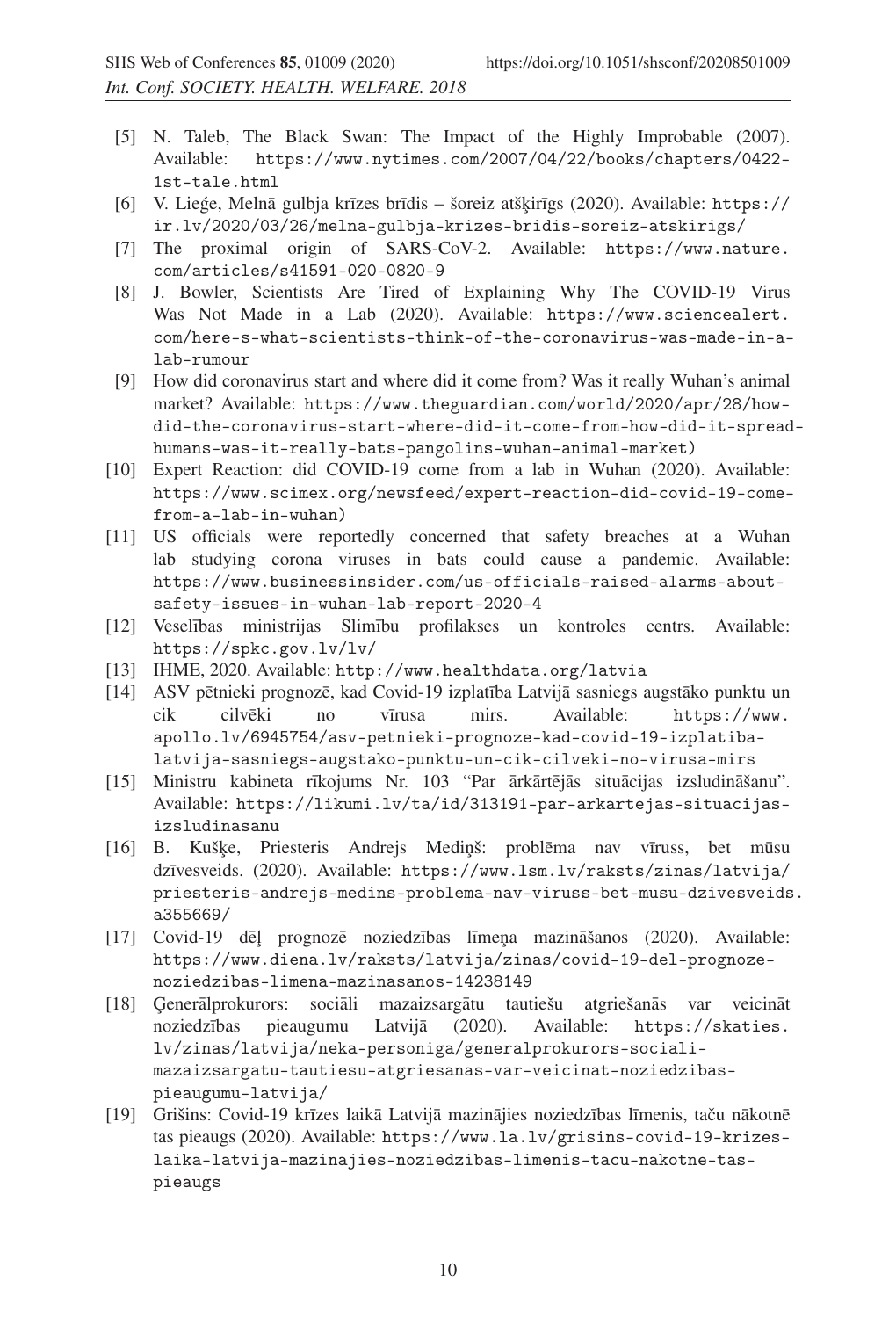[5] N. Taleb, The Black Swan: The Impact of the Highly Improbable (2007). Available: https://www.nytimes.com/2007/04/22/books/chapters/0422-1st-tale.html

[6] V. Lieģe, Melnā gulbja krīzes brīdis – šoreiz atšķirīgs (2020). Available: https://ir.lv/2020/03/26/melna-gulbja-krizes-bridis-soreiz-atskirigs/

[7] The proximal origin of SARS-CoV-2. Available: https://www.nature.com/articles/s41591-020-0820-9

[8] J. Bowler, Scientists Are Tired of Explaining Why The COVID-19 Virus Was Not Made in a Lab (2020). Available: https://www.sciencealert.com/here-s-what-scientists-think-of-the-coronavirus-was-made-in-a-lab-rumour

[9] How did coronavirus start and where did it come from? Was it really Wuhan's animal market? Available: https://www.theguardian.com/world/2020/apr/28/how-did-the-coronavirus-start-where-did-it-come-from-how-did-it-spread-humans-was-it-really-bats-pangolins-wuhan-animal-market)

[10] Expert Reaction: did COVID-19 come from a lab in Wuhan (2020). Available: https://www.scimex.org/newsfeed/expert-reaction-did-covid-19-come-from-a-lab-in-wuhan)

[11] US officials were reportedly concerned that safety breaches at a Wuhan lab studying corona viruses in bats could cause a pandemic. Available: https://www.businessinsider.com/us-officials-raised-alarms-about-safety-issues-in-wuhan-lab-report-2020-4

[12] Veselības ministrijas Slimību profilakses un kontroles centrs. Available: https://spkc.gov.lv/lv/

[13] IHME, 2020. Available: http://www.healthdata.org/latvia

[14] ASV pētnieki prognozē, kad Covid-19 izplatība Latvijā sasniegs augstāko punktu un cik cilvēki no vīrusa mirs. Available: https://www.apollo.lv/6945754/asv-petnieki-prognoze-kad-covid-19-izplatiba-latvija-sasniegs-augstako-punktu-un-cik-cilveki-no-virusa-mirs

[15] Ministru kabineta rīkojums Nr. 103 "Par ārkārtējās situācijas izsludināšanu". Available: https://likumi.lv/ta/id/313191-par-arkartejas-situacijas-izsludinasanu

[16] B. Kušķe, Priesteris Andrejs Mediņš: problēma nav vīruss, bet mūsu dzīvesveids. (2020). Available: https://www.lsm.lv/raksts/zinas/latvija/priesteris-andrejs-medins-problema-nav-viruss-bet-musu-dzivesveids.a355669/

[17] Covid-19 dēļ prognozē noziedzības līmeņa mazināšanos (2020). Available: https://www.diena.lv/raksts/latvija/zinas/covid-19-del-prognoze-noziedzibas-limena-mazinasanos-14238149

[18] Ģenerālprokurors: sociāli mazaizsargātu tautiešu atgriešanās var veicināt noziedzības pieaugumu Latvijā (2020). Available: https://skaties.lv/zinas/latvija/neka-personiga/generalprokurors-sociali-mazaizsargatu-tautiesu-atgriesanas-var-veicinat-noziedzibas-pieaugumu-latvija/

[19] Grišins: Covid-19 krīzes laikā Latvijā mazinājies noziedzības līmenis, taču nākotnē tas pieaugs (2020). Available: https://www.la.lv/grisins-covid-19-krizes-laika-latvija-mazinajies-noziedzibas-limenis-tacu-nakotne-tas-pieaugs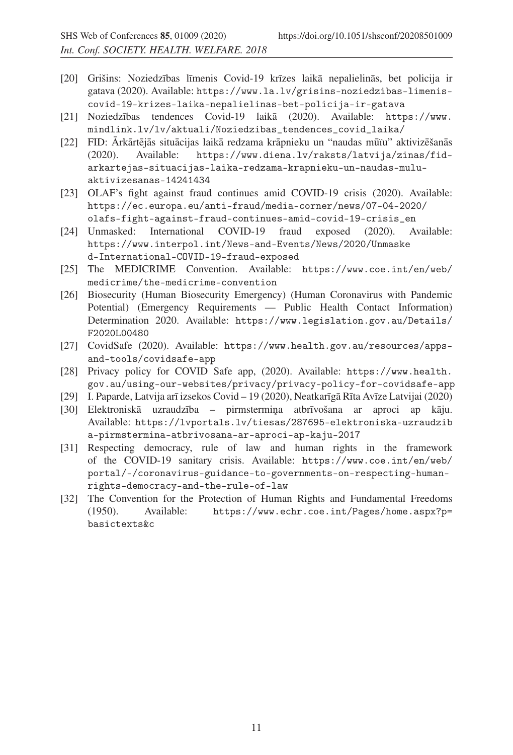[20] Grišins: Noziedzības līmenis Covid-19 krīzes laikā nepalielinās, bet policija ir gatava (2020). Available: https://www.la.lv/grisins-noziedzibas-limenis-covid-19-krizes-laika-nepalielinas-bet-policija-ir-gatava

[21] Noziedzības tendences Covid-19 laikā (2020). Available: https://www.mindlink.lv/lv/aktuali/Noziedzibas_tendences_covid_laika/

[22] FID: Ārkārtējās situācijas laikā redzama krāpnieku un "naudas mūļu" aktivizēšanās (2020). Available: https://www.diena.lv/raksts/latvija/zinas/fid-arkartejas-situacijas-laika-redzama-krapnieku-un-naudas-mulu-aktivizesanas-14241434

[23] OLAF's fight against fraud continues amid COVID-19 crisis (2020). Available: https://ec.europa.eu/anti-fraud/media-corner/news/07-04-2020/olafs-fight-against-fraud-continues-amid-covid-19-crisis_en

[24] Unmasked: International COVID-19 fraud exposed (2020). Available: https://www.interpol.int/News-and-Events/News/2020/Unmasked-International-COVID-19-fraud-exposed

[25] The MEDICRIME Convention. Available: https://www.coe.int/en/web/medicrime/the-medicrime-convention

[26] Biosecurity (Human Biosecurity Emergency) (Human Coronavirus with Pandemic Potential) (Emergency Requirements — Public Health Contact Information) Determination 2020. Available: https://www.legislation.gov.au/Details/F2020L00480

[27] CovidSafe (2020). Available: https://www.health.gov.au/resources/apps-and-tools/covidsafe-app

[28] Privacy policy for COVID Safe app, (2020). Available: https://www.health.gov.au/using-our-websites/privacy/privacy-policy-for-covidsafe-app

[29] I. Paparde, Latvija arī izsekos Covid – 19 (2020), Neatkarīgā Rīta Avīze Latvijai (2020)

[30] Elektroniskā uzraudzība – pirmstermiņa atbrīvošana ar aproci ap kāju. Available: https://lvportals.lv/tiesas/287695-elektroniska-uzraudziba-pirmstermina-atbrivosana-ar-aproci-ap-kaju-2017

[31] Respecting democracy, rule of law and human rights in the framework of the COVID-19 sanitary crisis. Available: https://www.coe.int/en/web/portal/-/coronavirus-guidance-to-governments-on-respecting-human-rights-democracy-and-the-rule-of-law

[32] The Convention for the Protection of Human Rights and Fundamental Freedoms (1950). Available: https://www.echr.coe.int/Pages/home.aspx?p=basictexts&c